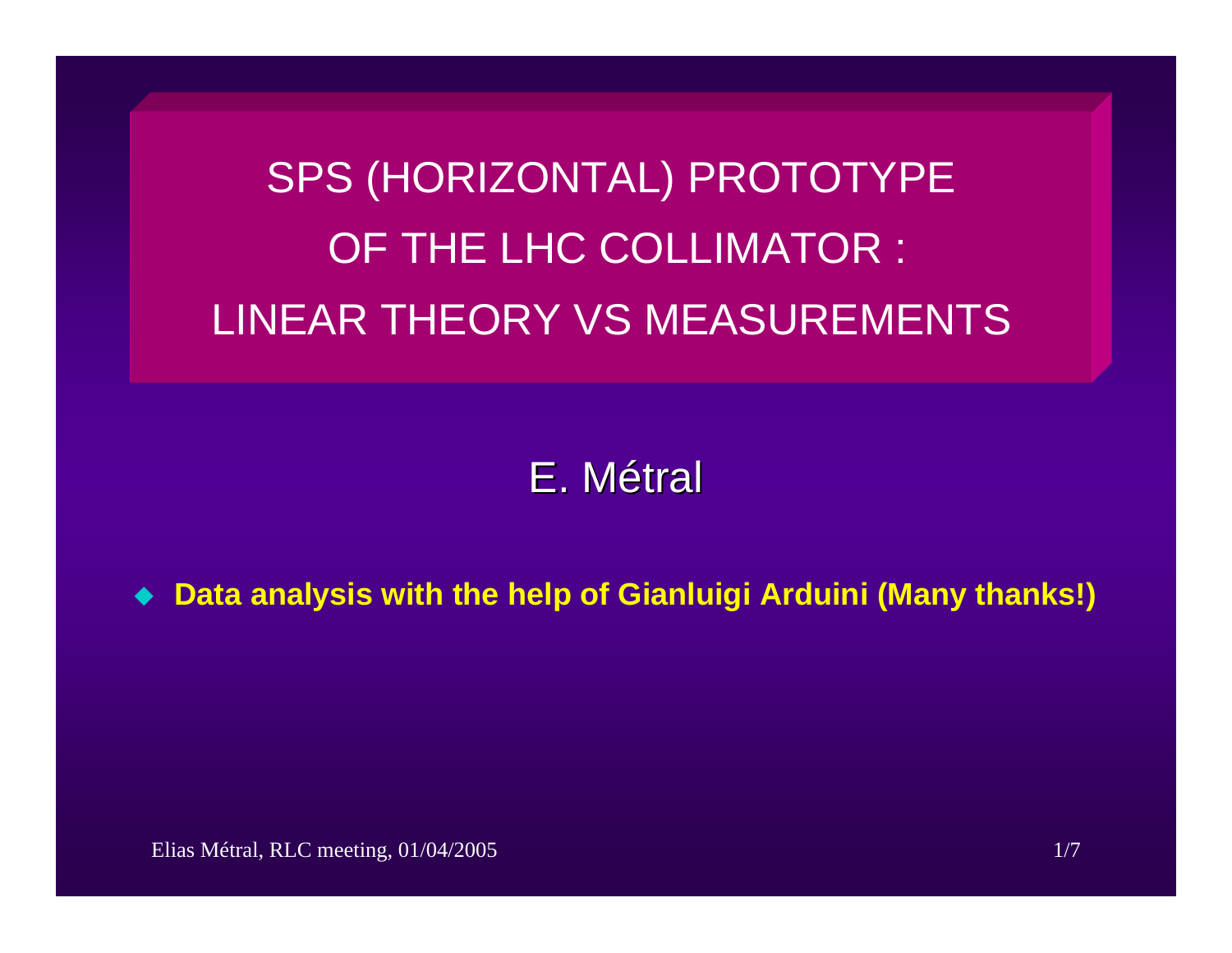# SPS (HORIZONTAL) PROTOTYPE OF THE LHC COLLIMATOR : LINEAR THEORY VS MEASUREMENTS

E. Métral

- **Data analysis with the help of Gianluigi Arduini (Many thanks!)**

Elias Métral, RLC meeting, 01/04/2005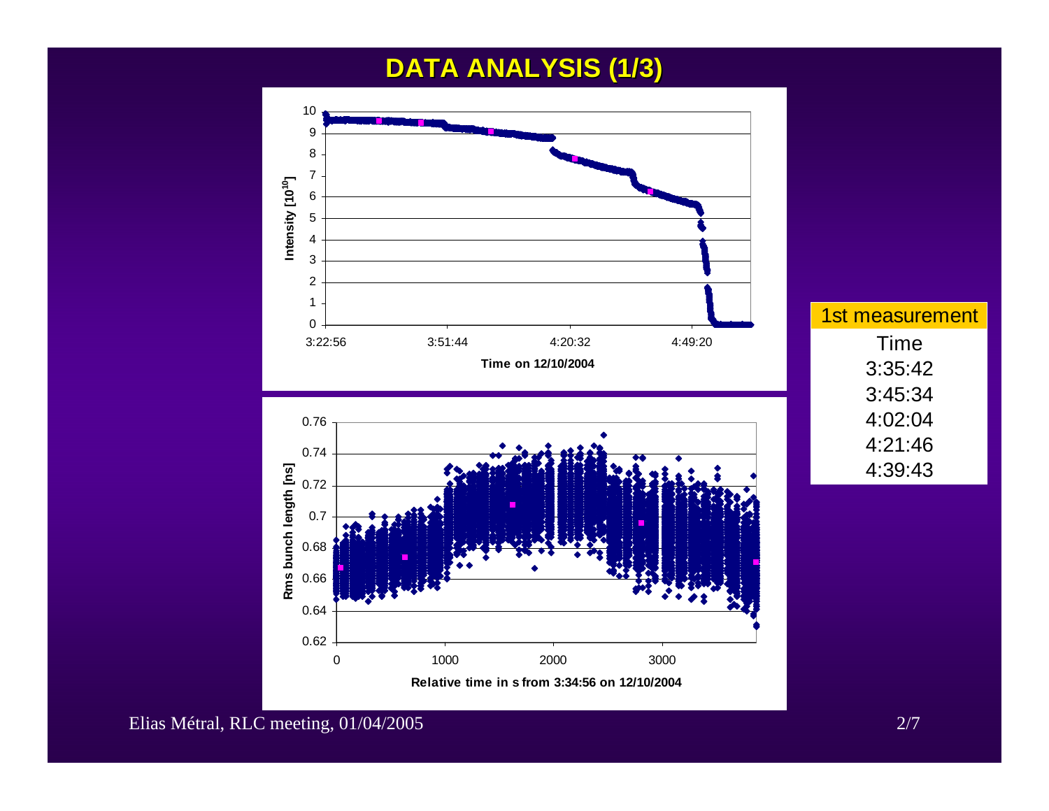# DATA ANALYSIS (1/3)

| 1st measurement |
| --- |
| Time |
| 3:35:42 |
| 3:45:34 |
| 4:02:04 |
| 4:21:46 |
| 4:39:43 |

Elias Métral, RLC meeting, 01/04/2005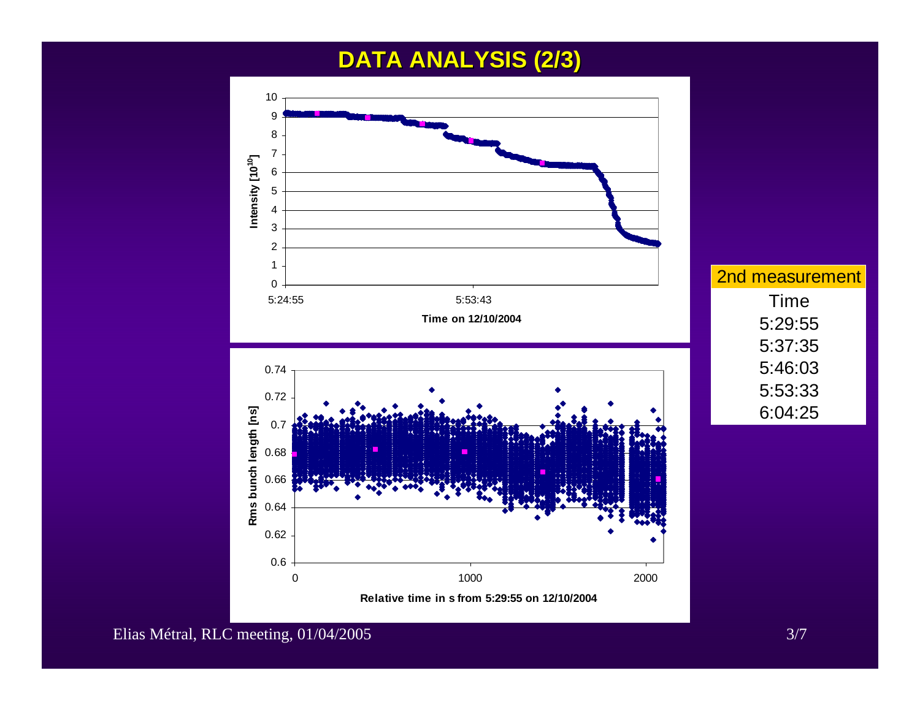# DATA ANALYSIS (2/3)

| 2nd measurement |
| --- |
| Time |
| 5:29:55 |
| 5:37:35 |
| 5:46:03 |
| 5:53:33 |
| 6:04:25 |

Elias Métral, RLC meeting, 01/04/2005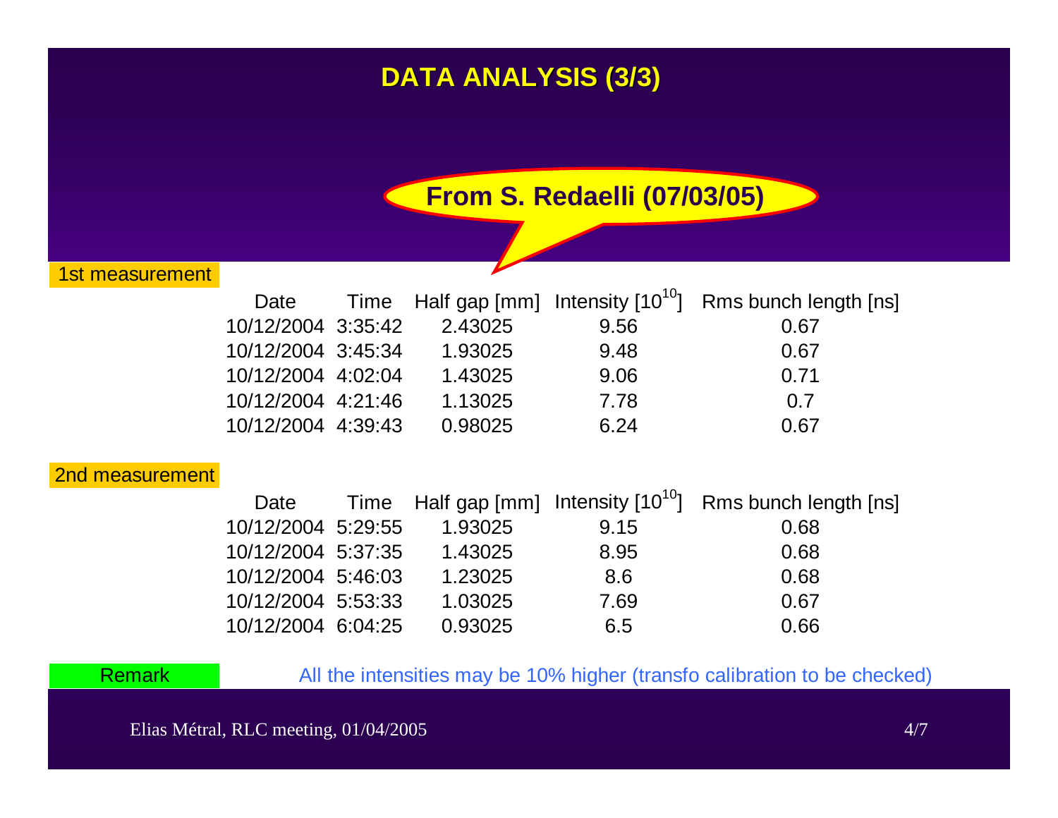# DATA ANALYSIS (3/3)

**From S. Redaelli (07/03/05)**

**1st measurement**

| Date | Time | Half gap [mm] | Intensity [$10^{10}$] | Rms bunch length [ns] |
| --- | --- | --- | --- | --- |
| 10/12/2004 | 3:35:42 | 2.43025 | 9.56 | 0.67 |
| 10/12/2004 | 3:45:34 | 1.93025 | 9.48 | 0.67 |
| 10/12/2004 | 4:02:04 | 1.43025 | 9.06 | 0.71 |
| 10/12/2004 | 4:21:46 | 1.13025 | 7.78 | 0.7 |
| 10/12/2004 | 4:39:43 | 0.98025 | 6.24 | 0.67 |

**2nd measurement**

| Date | Time | Half gap [mm] | Intensity [$10^{10}$] | Rms bunch length [ns] |
| --- | --- | --- | --- | --- |
| 10/12/2004 | 5:29:55 | 1.93025 | 9.15 | 0.68 |
| 10/12/2004 | 5:37:35 | 1.43025 | 8.95 | 0.68 |
| 10/12/2004 | 5:46:03 | 1.23025 | 8.6 | 0.68 |
| 10/12/2004 | 5:53:33 | 1.03025 | 7.69 | 0.67 |
| 10/12/2004 | 6:04:25 | 0.93025 | 6.5 | 0.66 |

**Remark** All the intensities may be 10% higher (transfo calibration to be checked)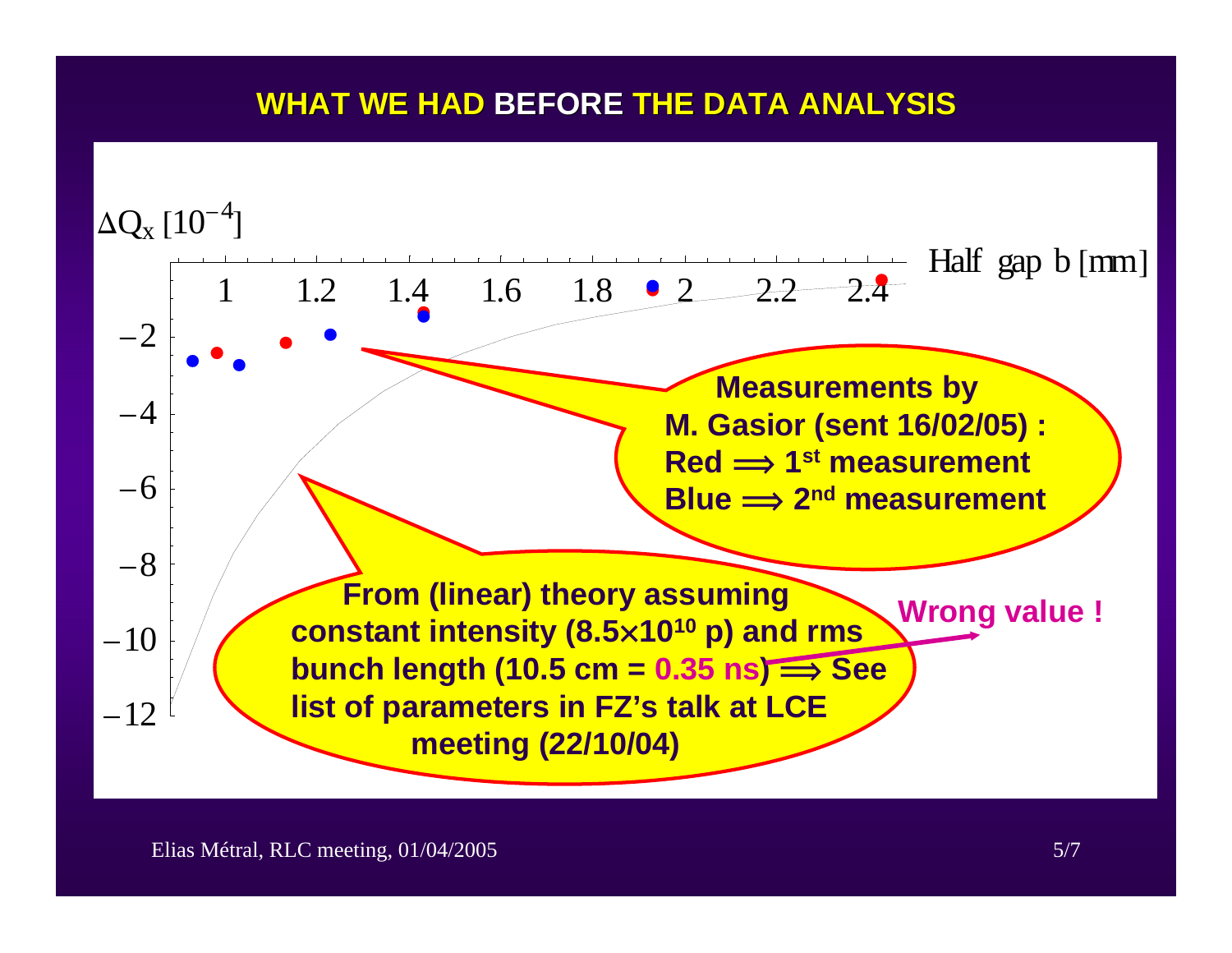# WHAT WE HAD BEFORE THE DATA ANALYSIS

$\Delta Q_x$ $[10^{-4}]$

Half gap b [mm]

**Measurements by M. Gasior (sent 16/02/05) :**
**Red ⟹ 1st measurement**
**Blue ⟹ 2nd measurement**

**From (linear) theory assuming constant intensity ($8.5\times10^{10}$ p) and rms bunch length (10.5 cm = 0.35 ns) ⟹ See list of parameters in FZ's talk at LCE meeting (22/10/04)**

**Wrong value !**

Elias Métral, RLC meeting, 01/04/2005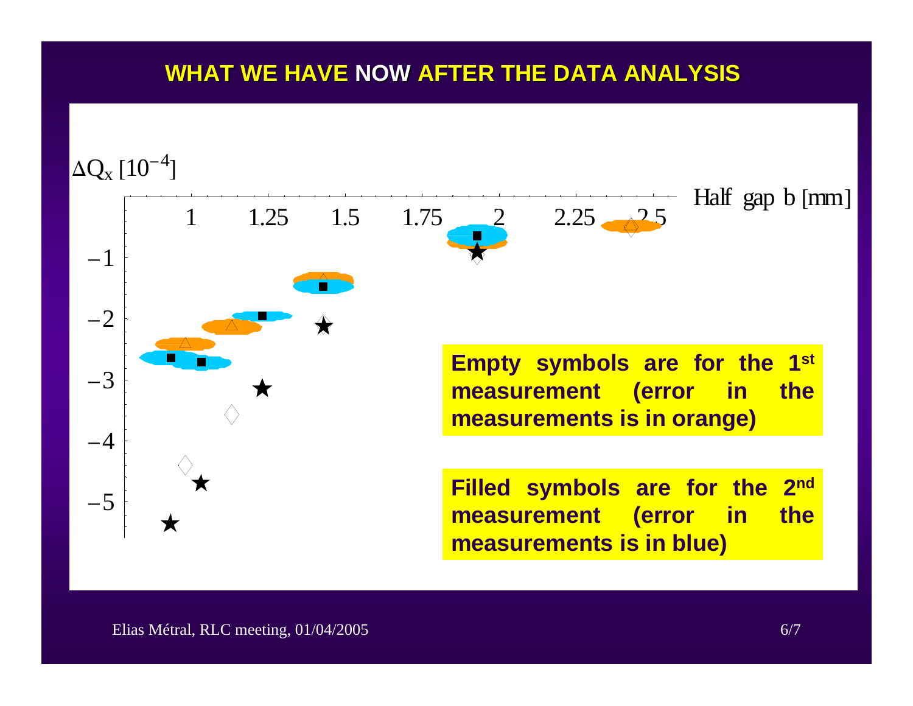# WHAT WE HAVE NOW AFTER THE DATA ANALYSIS

$\Delta Q_x\ [10^{-4}]$

Half gap b [mm]

1 | 1.25 | 1.5 | 1.75 | 2 | 2.25 | 2.5

−1 | −2 | −3 | −4 | −5

**Empty symbols are for the 1[st] measurement (error in the measurements is in orange)**

**Filled symbols are for the 2[nd] measurement (error in the measurements is in blue)**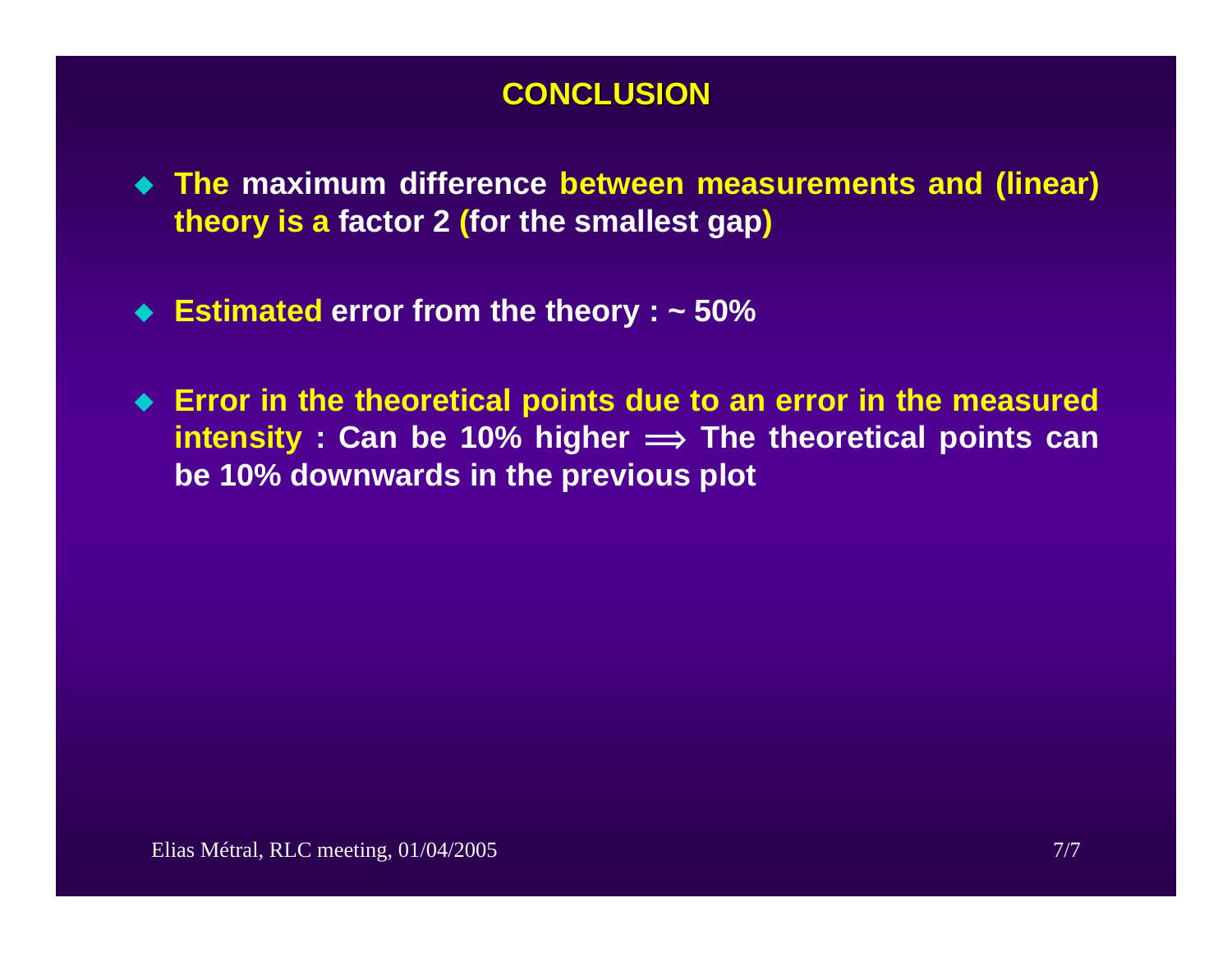# CONCLUSION

- **The maximum difference between measurements and (linear) theory is a factor 2 (for the smallest gap)**

- **Estimated error from the theory : ~ 50%**

- **Error in the theoretical points due to an error in the measured intensity : Can be 10% higher $\Longrightarrow$ The theoretical points can be 10% downwards in the previous plot**